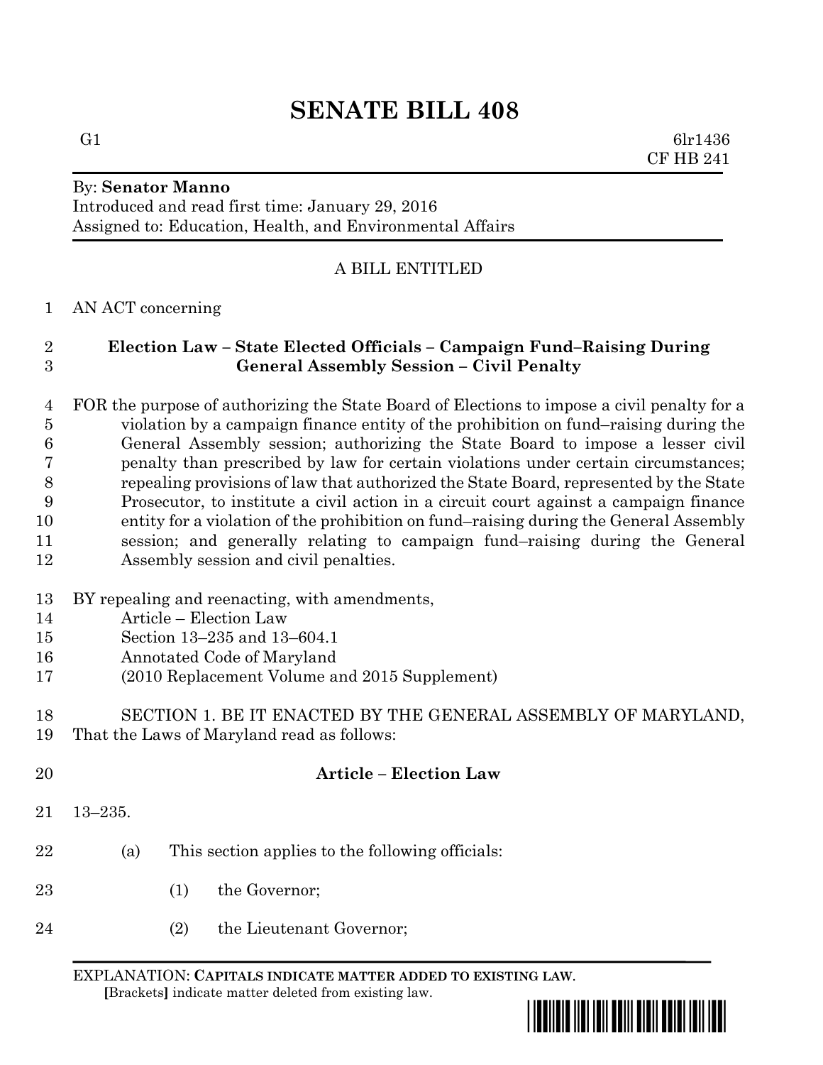# SENATE BILL 408

G1 6lr1436
CF HB 241

By: **Senator Manno**
Introduced and read first time: January 29, 2016
Assigned to: Education, Health, and Environmental Affairs

A BILL ENTITLED

AN ACT concerning

**Election Law – State Elected Officials – Campaign Fund–Raising During General Assembly Session – Civil Penalty**

FOR the purpose of authorizing the State Board of Elections to impose a civil penalty for a violation by a campaign finance entity of the prohibition on fund–raising during the General Assembly session; authorizing the State Board to impose a lesser civil penalty than prescribed by law for certain violations under certain circumstances; repealing provisions of law that authorized the State Board, represented by the State Prosecutor, to institute a civil action in a circuit court against a campaign finance entity for a violation of the prohibition on fund–raising during the General Assembly session; and generally relating to campaign fund–raising during the General Assembly session and civil penalties.

BY repealing and reenacting, with amendments,
Article – Election Law
Section 13–235 and 13–604.1
Annotated Code of Maryland
(2010 Replacement Volume and 2015 Supplement)

SECTION 1. BE IT ENACTED BY THE GENERAL ASSEMBLY OF MARYLAND, That the Laws of Maryland read as follows:

**Article – Election Law**

13–235.

(a) This section applies to the following officials:

(1) the Governor;

(2) the Lieutenant Governor;

EXPLANATION: **CAPITALS INDICATE MATTER ADDED TO EXISTING LAW**.
**[**Brackets**]** indicate matter deleted from existing law.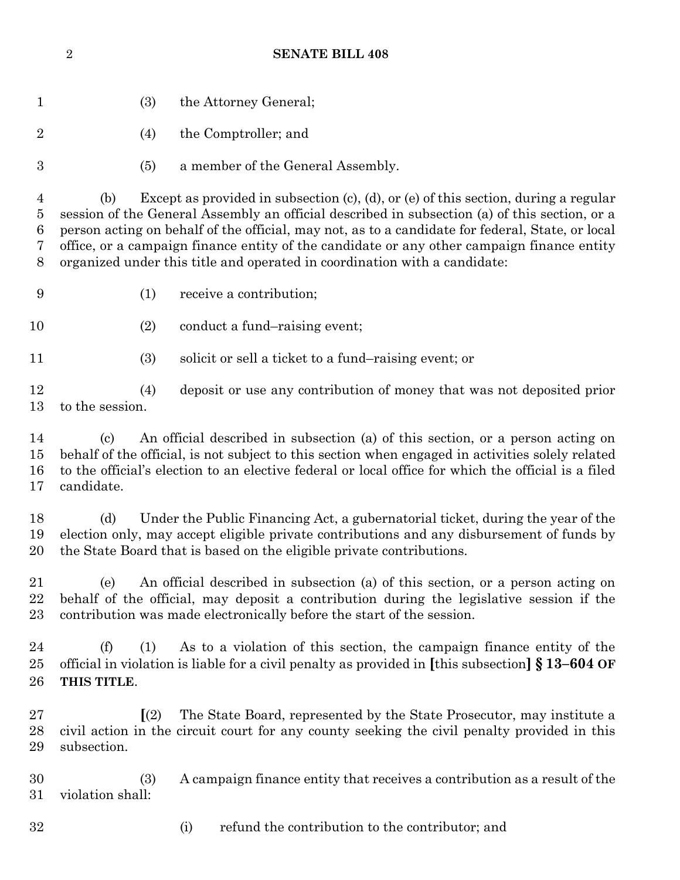(3) the Attorney General;

(4) the Comptroller; and

(5) a member of the General Assembly.

(b) Except as provided in subsection (c), (d), or (e) of this section, during a regular session of the General Assembly an official described in subsection (a) of this section, or a person acting on behalf of the official, may not, as to a candidate for federal, State, or local office, or a campaign finance entity of the candidate or any other campaign finance entity organized under this title and operated in coordination with a candidate:

(1) receive a contribution;

(2) conduct a fund–raising event;

(3) solicit or sell a ticket to a fund–raising event; or

(4) deposit or use any contribution of money that was not deposited prior to the session.

(c) An official described in subsection (a) of this section, or a person acting on behalf of the official, is not subject to this section when engaged in activities solely related to the official's election to an elective federal or local office for which the official is a filed candidate.

(d) Under the Public Financing Act, a gubernatorial ticket, during the year of the election only, may accept eligible private contributions and any disbursement of funds by the State Board that is based on the eligible private contributions.

(e) An official described in subsection (a) of this section, or a person acting on behalf of the official, may deposit a contribution during the legislative session if the contribution was made electronically before the start of the session.

(f) (1) As to a violation of this section, the campaign finance entity of the official in violation is liable for a civil penalty as provided in **[**this subsection**] § 13–604 OF THIS TITLE**.

**[**(2) The State Board, represented by the State Prosecutor, may institute a civil action in the circuit court for any county seeking the civil penalty provided in this subsection.

(3) A campaign finance entity that receives a contribution as a result of the violation shall:

(i) refund the contribution to the contributor; and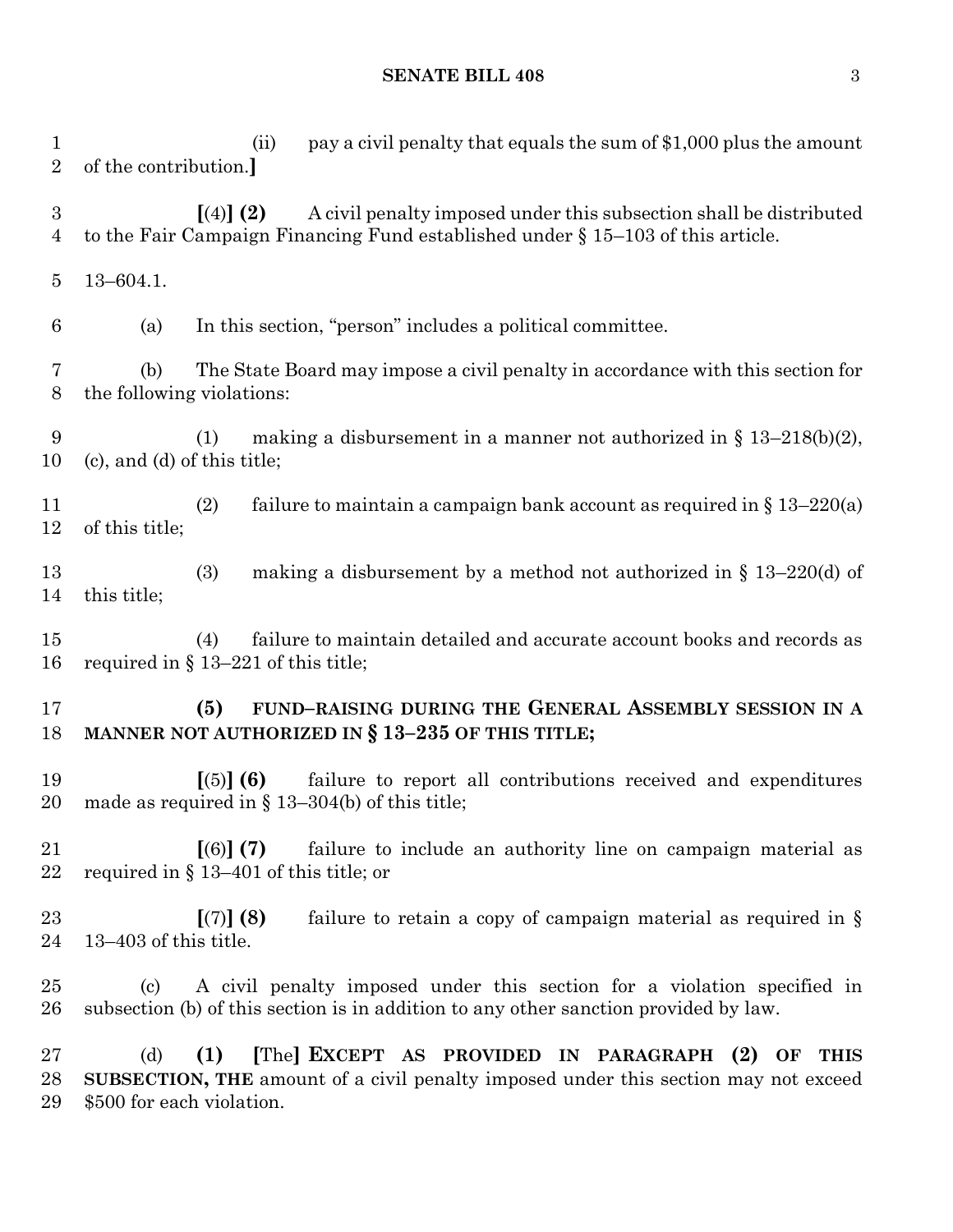(ii) pay a civil penalty that equals the sum of $1,000 plus the amount of the contribution.**]**

**[**(4)**] (2)** A civil penalty imposed under this subsection shall be distributed to the Fair Campaign Financing Fund established under § 15–103 of this article.

13–604.1.

(a) In this section, "person" includes a political committee.

(b) The State Board may impose a civil penalty in accordance with this section for the following violations:

(1) making a disbursement in a manner not authorized in § 13–218(b)(2), (c), and (d) of this title;

(2) failure to maintain a campaign bank account as required in § 13–220(a) of this title;

(3) making a disbursement by a method not authorized in § 13–220(d) of this title;

(4) failure to maintain detailed and accurate account books and records as required in § 13–221 of this title;

**(5) FUND–RAISING DURING THE GENERAL ASSEMBLY SESSION IN A MANNER NOT AUTHORIZED IN § 13–235 OF THIS TITLE;**

**[**(5)**] (6)** failure to report all contributions received and expenditures made as required in § 13–304(b) of this title;

**[**(6)**] (7)** failure to include an authority line on campaign material as required in § 13–401 of this title; or

**[**(7)**] (8)** failure to retain a copy of campaign material as required in § 13–403 of this title.

(c) A civil penalty imposed under this section for a violation specified in subsection (b) of this section is in addition to any other sanction provided by law.

(d) **(1) [**The**] EXCEPT AS PROVIDED IN PARAGRAPH (2) OF THIS SUBSECTION, THE** amount of a civil penalty imposed under this section may not exceed $500 for each violation.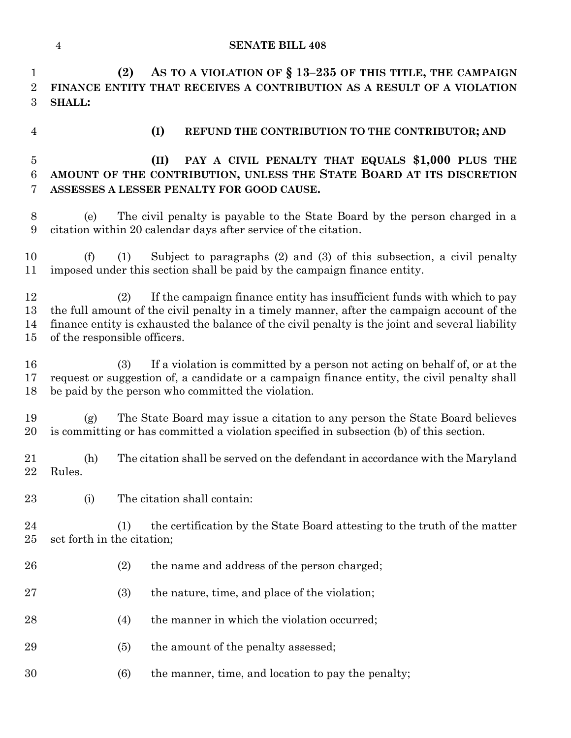**(2) AS TO A VIOLATION OF § 13–235 OF THIS TITLE, THE CAMPAIGN FINANCE ENTITY THAT RECEIVES A CONTRIBUTION AS A RESULT OF A VIOLATION SHALL:**

**(I) REFUND THE CONTRIBUTION TO THE CONTRIBUTOR; AND**

**(II) PAY A CIVIL PENALTY THAT EQUALS $1,000 PLUS THE AMOUNT OF THE CONTRIBUTION, UNLESS THE STATE BOARD AT ITS DISCRETION ASSESSES A LESSER PENALTY FOR GOOD CAUSE.**

(e) The civil penalty is payable to the State Board by the person charged in a citation within 20 calendar days after service of the citation.

(f) (1) Subject to paragraphs (2) and (3) of this subsection, a civil penalty imposed under this section shall be paid by the campaign finance entity.

(2) If the campaign finance entity has insufficient funds with which to pay the full amount of the civil penalty in a timely manner, after the campaign account of the finance entity is exhausted the balance of the civil penalty is the joint and several liability of the responsible officers.

(3) If a violation is committed by a person not acting on behalf of, or at the request or suggestion of, a candidate or a campaign finance entity, the civil penalty shall be paid by the person who committed the violation.

(g) The State Board may issue a citation to any person the State Board believes is committing or has committed a violation specified in subsection (b) of this section.

(h) The citation shall be served on the defendant in accordance with the Maryland Rules.

(i) The citation shall contain:

(1) the certification by the State Board attesting to the truth of the matter set forth in the citation;

(2) the name and address of the person charged;

(3) the nature, time, and place of the violation;

(4) the manner in which the violation occurred;

(5) the amount of the penalty assessed;

(6) the manner, time, and location to pay the penalty;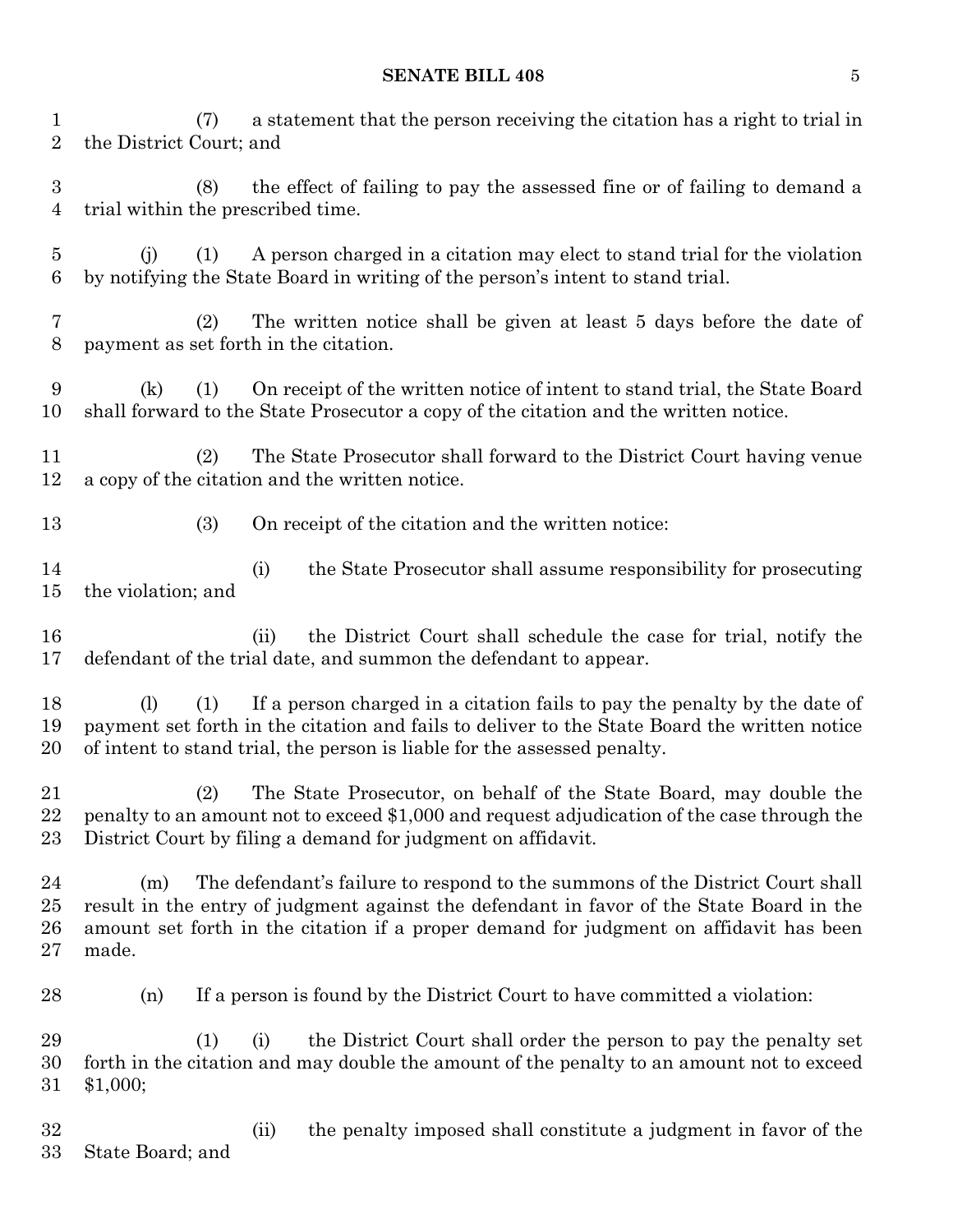(7) a statement that the person receiving the citation has a right to trial in the District Court; and

(8) the effect of failing to pay the assessed fine or of failing to demand a trial within the prescribed time.

(j) (1) A person charged in a citation may elect to stand trial for the violation by notifying the State Board in writing of the person's intent to stand trial.

(2) The written notice shall be given at least 5 days before the date of payment as set forth in the citation.

(k) (1) On receipt of the written notice of intent to stand trial, the State Board shall forward to the State Prosecutor a copy of the citation and the written notice.

(2) The State Prosecutor shall forward to the District Court having venue a copy of the citation and the written notice.

(3) On receipt of the citation and the written notice:

(i) the State Prosecutor shall assume responsibility for prosecuting the violation; and

(ii) the District Court shall schedule the case for trial, notify the defendant of the trial date, and summon the defendant to appear.

(l) (1) If a person charged in a citation fails to pay the penalty by the date of payment set forth in the citation and fails to deliver to the State Board the written notice of intent to stand trial, the person is liable for the assessed penalty.

(2) The State Prosecutor, on behalf of the State Board, may double the penalty to an amount not to exceed $1,000 and request adjudication of the case through the District Court by filing a demand for judgment on affidavit.

(m) The defendant's failure to respond to the summons of the District Court shall result in the entry of judgment against the defendant in favor of the State Board in the amount set forth in the citation if a proper demand for judgment on affidavit has been made.

(n) If a person is found by the District Court to have committed a violation:

(1) (i) the District Court shall order the person to pay the penalty set forth in the citation and may double the amount of the penalty to an amount not to exceed $1,000;

(ii) the penalty imposed shall constitute a judgment in favor of the State Board; and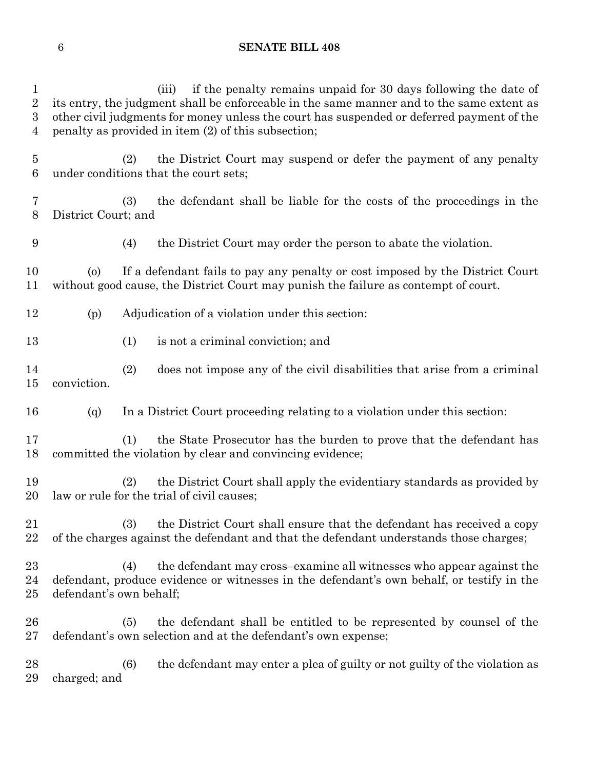(iii) if the penalty remains unpaid for 30 days following the date of its entry, the judgment shall be enforceable in the same manner and to the same extent as other civil judgments for money unless the court has suspended or deferred payment of the penalty as provided in item (2) of this subsection;

(2) the District Court may suspend or defer the payment of any penalty under conditions that the court sets;

(3) the defendant shall be liable for the costs of the proceedings in the District Court; and

(4) the District Court may order the person to abate the violation.

(o) If a defendant fails to pay any penalty or cost imposed by the District Court without good cause, the District Court may punish the failure as contempt of court.

(p) Adjudication of a violation under this section:

(1) is not a criminal conviction; and

(2) does not impose any of the civil disabilities that arise from a criminal conviction.

(q) In a District Court proceeding relating to a violation under this section:

(1) the State Prosecutor has the burden to prove that the defendant has committed the violation by clear and convincing evidence;

(2) the District Court shall apply the evidentiary standards as provided by law or rule for the trial of civil causes;

(3) the District Court shall ensure that the defendant has received a copy of the charges against the defendant and that the defendant understands those charges;

(4) the defendant may cross–examine all witnesses who appear against the defendant, produce evidence or witnesses in the defendant's own behalf, or testify in the defendant's own behalf;

(5) the defendant shall be entitled to be represented by counsel of the defendant's own selection and at the defendant's own expense;

(6) the defendant may enter a plea of guilty or not guilty of the violation as charged; and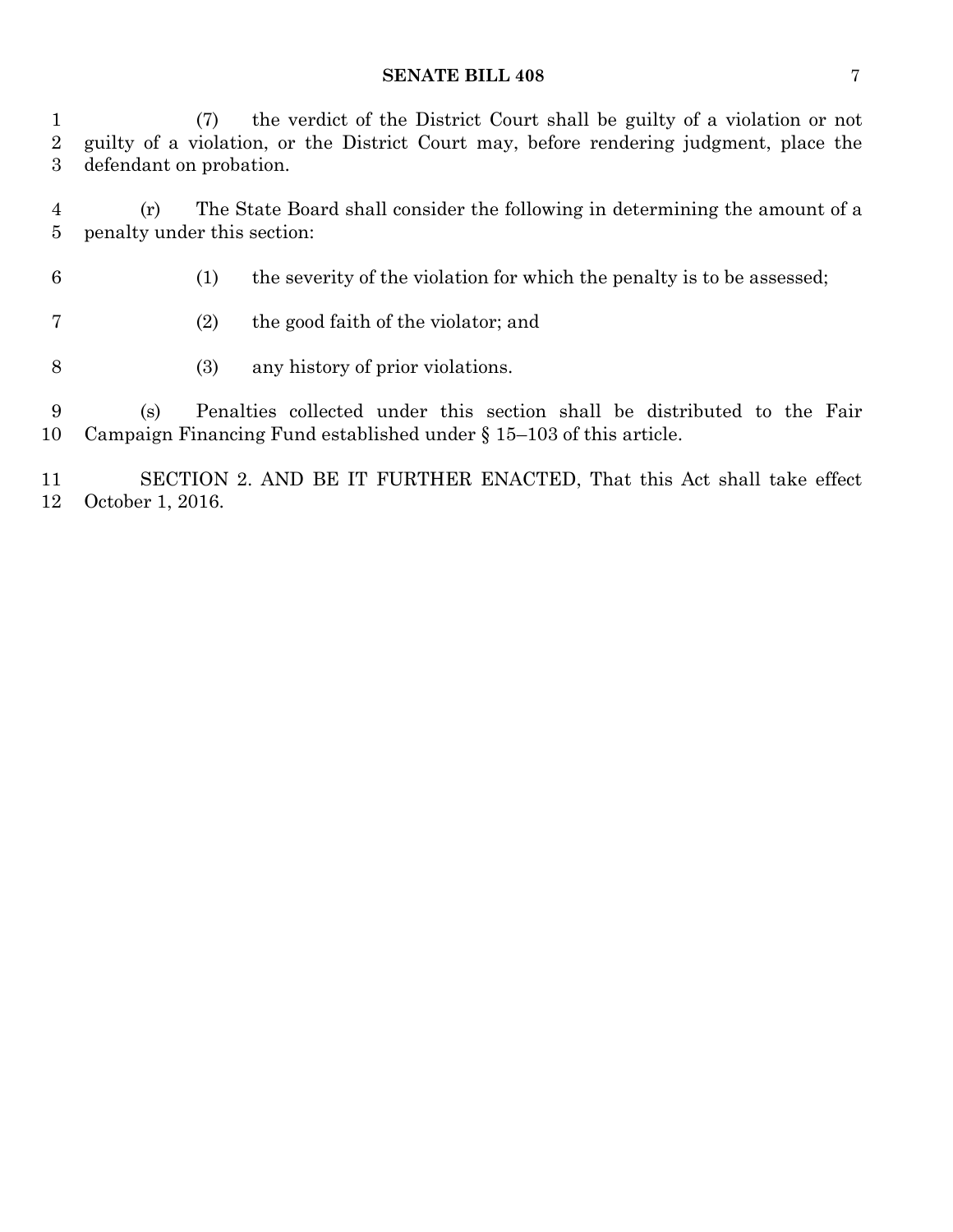(7) the verdict of the District Court shall be guilty of a violation or not guilty of a violation, or the District Court may, before rendering judgment, place the defendant on probation.

(r) The State Board shall consider the following in determining the amount of a penalty under this section:

(1) the severity of the violation for which the penalty is to be assessed;

(2) the good faith of the violator; and

(3) any history of prior violations.

(s) Penalties collected under this section shall be distributed to the Fair Campaign Financing Fund established under § 15–103 of this article.

SECTION 2. AND BE IT FURTHER ENACTED, That this Act shall take effect October 1, 2016.